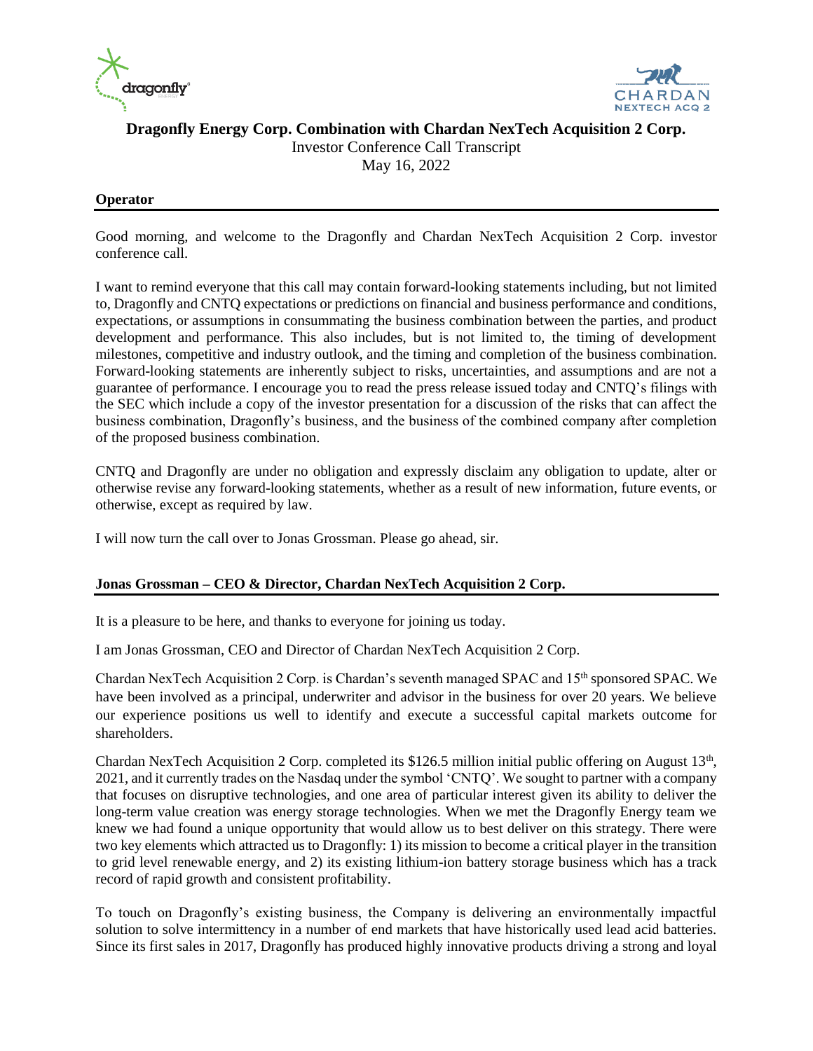# Dragonfly Energy Corp. Combination with Chardan NexTech Acquisition 2 Corp.

Investor Conference Call Transcript

May 16, 2022

**Operator**

Good morning, and welcome to the Dragonfly and Chardan NexTech Acquisition 2 Corp. investor conference call.

I want to remind everyone that this call may contain forward-looking statements including, but not limited to, Dragonfly and CNTQ expectations or predictions on financial and business performance and conditions, expectations, or assumptions in consummating the business combination between the parties, and product development and performance. This also includes, but is not limited to, the timing of development milestones, competitive and industry outlook, and the timing and completion of the business combination. Forward-looking statements are inherently subject to risks, uncertainties, and assumptions and are not a guarantee of performance. I encourage you to read the press release issued today and CNTQ's filings with the SEC which include a copy of the investor presentation for a discussion of the risks that can affect the business combination, Dragonfly's business, and the business of the combined company after completion of the proposed business combination.

CNTQ and Dragonfly are under no obligation and expressly disclaim any obligation to update, alter or otherwise revise any forward-looking statements, whether as a result of new information, future events, or otherwise, except as required by law.

I will now turn the call over to Jonas Grossman. Please go ahead, sir.

**Jonas Grossman – CEO & Director, Chardan NexTech Acquisition 2 Corp.**

It is a pleasure to be here, and thanks to everyone for joining us today.

I am Jonas Grossman, CEO and Director of Chardan NexTech Acquisition 2 Corp.

Chardan NexTech Acquisition 2 Corp. is Chardan's seventh managed SPAC and 15th sponsored SPAC. We have been involved as a principal, underwriter and advisor in the business for over 20 years. We believe our experience positions us well to identify and execute a successful capital markets outcome for shareholders.

Chardan NexTech Acquisition 2 Corp. completed its $126.5 million initial public offering on August 13th, 2021, and it currently trades on the Nasdaq under the symbol 'CNTQ'. We sought to partner with a company that focuses on disruptive technologies, and one area of particular interest given its ability to deliver the long-term value creation was energy storage technologies. When we met the Dragonfly Energy team we knew we had found a unique opportunity that would allow us to best deliver on this strategy. There were two key elements which attracted us to Dragonfly: 1) its mission to become a critical player in the transition to grid level renewable energy, and 2) its existing lithium-ion battery storage business which has a track record of rapid growth and consistent profitability.

To touch on Dragonfly's existing business, the Company is delivering an environmentally impactful solution to solve intermittency in a number of end markets that have historically used lead acid batteries. Since its first sales in 2017, Dragonfly has produced highly innovative products driving a strong and loyal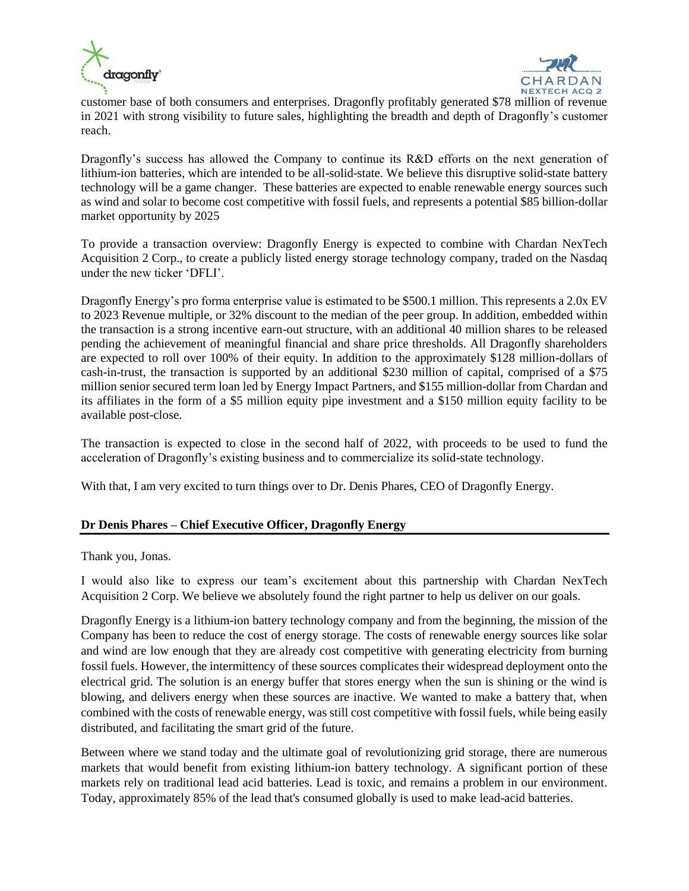customer base of both consumers and enterprises. Dragonfly profitably generated $78 million of revenue in 2021 with strong visibility to future sales, highlighting the breadth and depth of Dragonfly's customer reach.

Dragonfly's success has allowed the Company to continue its R&D efforts on the next generation of lithium-ion batteries, which are intended to be all-solid-state. We believe this disruptive solid-state battery technology will be a game changer. These batteries are expected to enable renewable energy sources such as wind and solar to become cost competitive with fossil fuels, and represents a potential $85 billion-dollar market opportunity by 2025

To provide a transaction overview: Dragonfly Energy is expected to combine with Chardan NexTech Acquisition 2 Corp., to create a publicly listed energy storage technology company, traded on the Nasdaq under the new ticker 'DFLI'.

Dragonfly Energy's pro forma enterprise value is estimated to be $500.1 million. This represents a 2.0x EV to 2023 Revenue multiple, or 32% discount to the median of the peer group. In addition, embedded within the transaction is a strong incentive earn-out structure, with an additional 40 million shares to be released pending the achievement of meaningful financial and share price thresholds. All Dragonfly shareholders are expected to roll over 100% of their equity. In addition to the approximately $128 million-dollars of cash-in-trust, the transaction is supported by an additional $230 million of capital, comprised of a $75 million senior secured term loan led by Energy Impact Partners, and $155 million-dollar from Chardan and its affiliates in the form of a $5 million equity pipe investment and a $150 million equity facility to be available post-close.

The transaction is expected to close in the second half of 2022, with proceeds to be used to fund the acceleration of Dragonfly's existing business and to commercialize its solid-state technology.

With that, I am very excited to turn things over to Dr. Denis Phares, CEO of Dragonfly Energy.

**Dr Denis Phares – Chief Executive Officer, Dragonfly Energy**

Thank you, Jonas.

I would also like to express our team's excitement about this partnership with Chardan NexTech Acquisition 2 Corp. We believe we absolutely found the right partner to help us deliver on our goals.

Dragonfly Energy is a lithium-ion battery technology company and from the beginning, the mission of the Company has been to reduce the cost of energy storage. The costs of renewable energy sources like solar and wind are low enough that they are already cost competitive with generating electricity from burning fossil fuels. However, the intermittency of these sources complicates their widespread deployment onto the electrical grid. The solution is an energy buffer that stores energy when the sun is shining or the wind is blowing, and delivers energy when these sources are inactive. We wanted to make a battery that, when combined with the costs of renewable energy, was still cost competitive with fossil fuels, while being easily distributed, and facilitating the smart grid of the future.

Between where we stand today and the ultimate goal of revolutionizing grid storage, there are numerous markets that would benefit from existing lithium-ion battery technology. A significant portion of these markets rely on traditional lead acid batteries. Lead is toxic, and remains a problem in our environment. Today, approximately 85% of the lead that's consumed globally is used to make lead-acid batteries.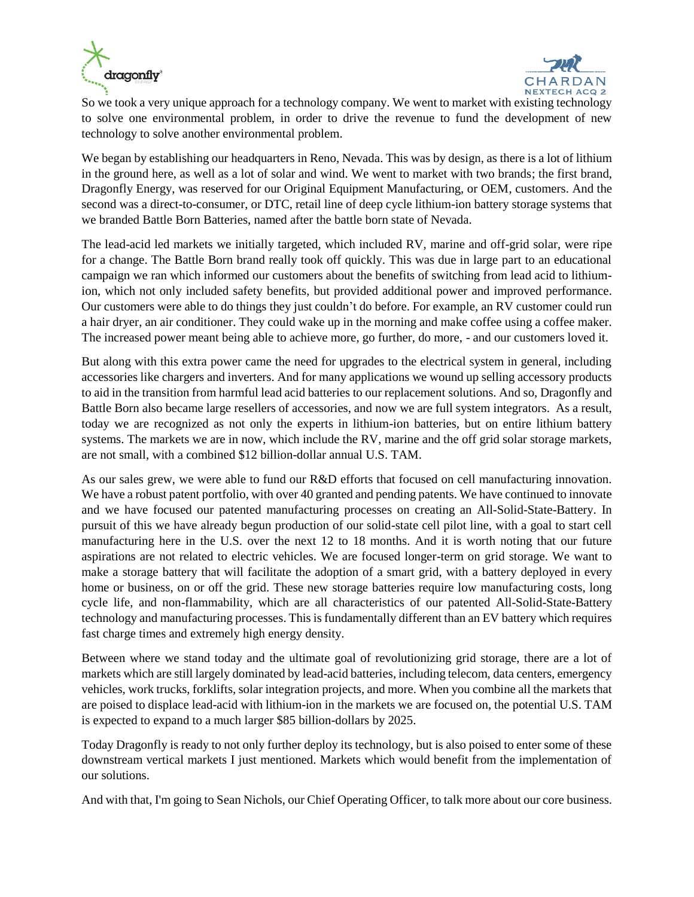So we took a very unique approach for a technology company. We went to market with existing technology to solve one environmental problem, in order to drive the revenue to fund the development of new technology to solve another environmental problem.

We began by establishing our headquarters in Reno, Nevada. This was by design, as there is a lot of lithium in the ground here, as well as a lot of solar and wind. We went to market with two brands; the first brand, Dragonfly Energy, was reserved for our Original Equipment Manufacturing, or OEM, customers. And the second was a direct-to-consumer, or DTC, retail line of deep cycle lithium-ion battery storage systems that we branded Battle Born Batteries, named after the battle born state of Nevada.

The lead-acid led markets we initially targeted, which included RV, marine and off-grid solar, were ripe for a change. The Battle Born brand really took off quickly. This was due in large part to an educational campaign we ran which informed our customers about the benefits of switching from lead acid to lithium-ion, which not only included safety benefits, but provided additional power and improved performance. Our customers were able to do things they just couldn't do before. For example, an RV customer could run a hair dryer, an air conditioner. They could wake up in the morning and make coffee using a coffee maker. The increased power meant being able to achieve more, go further, do more, - and our customers loved it.

But along with this extra power came the need for upgrades to the electrical system in general, including accessories like chargers and inverters. And for many applications we wound up selling accessory products to aid in the transition from harmful lead acid batteries to our replacement solutions. And so, Dragonfly and Battle Born also became large resellers of accessories, and now we are full system integrators. As a result, today we are recognized as not only the experts in lithium-ion batteries, but on entire lithium battery systems. The markets we are in now, which include the RV, marine and the off grid solar storage markets, are not small, with a combined $12 billion-dollar annual U.S. TAM.

As our sales grew, we were able to fund our R&D efforts that focused on cell manufacturing innovation. We have a robust patent portfolio, with over 40 granted and pending patents. We have continued to innovate and we have focused our patented manufacturing processes on creating an All-Solid-State-Battery. In pursuit of this we have already begun production of our solid-state cell pilot line, with a goal to start cell manufacturing here in the U.S. over the next 12 to 18 months. And it is worth noting that our future aspirations are not related to electric vehicles. We are focused longer-term on grid storage. We want to make a storage battery that will facilitate the adoption of a smart grid, with a battery deployed in every home or business, on or off the grid. These new storage batteries require low manufacturing costs, long cycle life, and non-flammability, which are all characteristics of our patented All-Solid-State-Battery technology and manufacturing processes. This is fundamentally different than an EV battery which requires fast charge times and extremely high energy density.

Between where we stand today and the ultimate goal of revolutionizing grid storage, there are a lot of markets which are still largely dominated by lead-acid batteries, including telecom, data centers, emergency vehicles, work trucks, forklifts, solar integration projects, and more. When you combine all the markets that are poised to displace lead-acid with lithium-ion in the markets we are focused on, the potential U.S. TAM is expected to expand to a much larger $85 billion-dollars by 2025.

Today Dragonfly is ready to not only further deploy its technology, but is also poised to enter some of these downstream vertical markets I just mentioned. Markets which would benefit from the implementation of our solutions.

And with that, I'm going to Sean Nichols, our Chief Operating Officer, to talk more about our core business.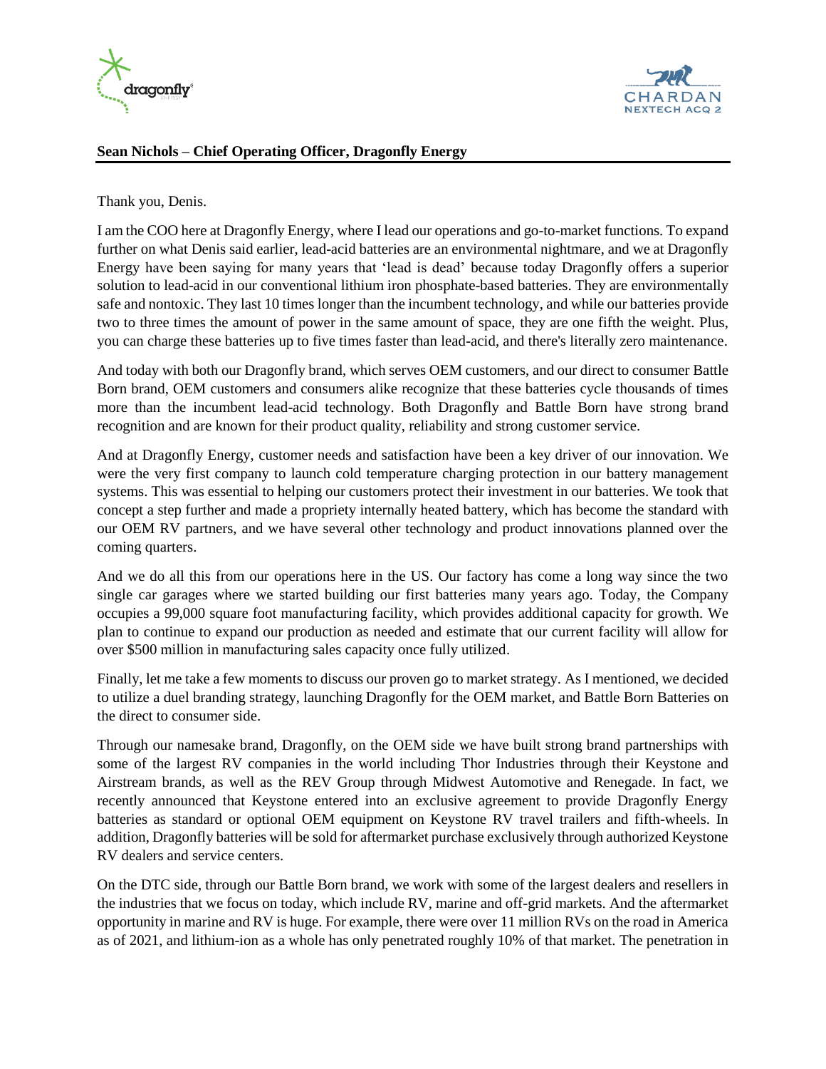**Sean Nichols – Chief Operating Officer, Dragonfly Energy**

Thank you, Denis.

I am the COO here at Dragonfly Energy, where I lead our operations and go-to-market functions. To expand further on what Denis said earlier, lead-acid batteries are an environmental nightmare, and we at Dragonfly Energy have been saying for many years that 'lead is dead' because today Dragonfly offers a superior solution to lead-acid in our conventional lithium iron phosphate-based batteries. They are environmentally safe and nontoxic. They last 10 times longer than the incumbent technology, and while our batteries provide two to three times the amount of power in the same amount of space, they are one fifth the weight. Plus, you can charge these batteries up to five times faster than lead-acid, and there's literally zero maintenance.

And today with both our Dragonfly brand, which serves OEM customers, and our direct to consumer Battle Born brand, OEM customers and consumers alike recognize that these batteries cycle thousands of times more than the incumbent lead-acid technology. Both Dragonfly and Battle Born have strong brand recognition and are known for their product quality, reliability and strong customer service.

And at Dragonfly Energy, customer needs and satisfaction have been a key driver of our innovation. We were the very first company to launch cold temperature charging protection in our battery management systems. This was essential to helping our customers protect their investment in our batteries. We took that concept a step further and made a propriety internally heated battery, which has become the standard with our OEM RV partners, and we have several other technology and product innovations planned over the coming quarters.

And we do all this from our operations here in the US. Our factory has come a long way since the two single car garages where we started building our first batteries many years ago. Today, the Company occupies a 99,000 square foot manufacturing facility, which provides additional capacity for growth. We plan to continue to expand our production as needed and estimate that our current facility will allow for over $500 million in manufacturing sales capacity once fully utilized.

Finally, let me take a few moments to discuss our proven go to market strategy. As I mentioned, we decided to utilize a duel branding strategy, launching Dragonfly for the OEM market, and Battle Born Batteries on the direct to consumer side.

Through our namesake brand, Dragonfly, on the OEM side we have built strong brand partnerships with some of the largest RV companies in the world including Thor Industries through their Keystone and Airstream brands, as well as the REV Group through Midwest Automotive and Renegade. In fact, we recently announced that Keystone entered into an exclusive agreement to provide Dragonfly Energy batteries as standard or optional OEM equipment on Keystone RV travel trailers and fifth-wheels. In addition, Dragonfly batteries will be sold for aftermarket purchase exclusively through authorized Keystone RV dealers and service centers.

On the DTC side, through our Battle Born brand, we work with some of the largest dealers and resellers in the industries that we focus on today, which include RV, marine and off-grid markets. And the aftermarket opportunity in marine and RV is huge. For example, there were over 11 million RVs on the road in America as of 2021, and lithium-ion as a whole has only penetrated roughly 10% of that market. The penetration in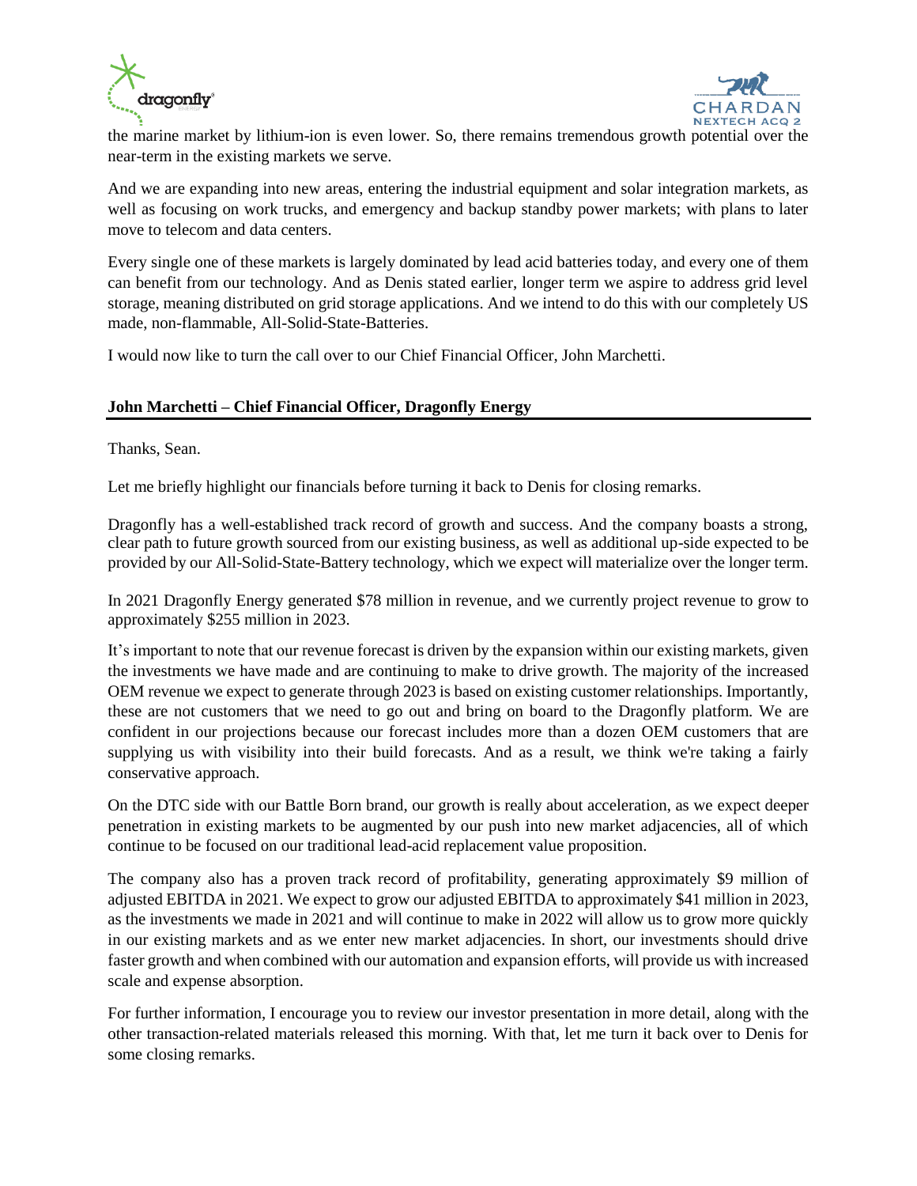the marine market by lithium-ion is even lower. So, there remains tremendous growth potential over the near-term in the existing markets we serve.

And we are expanding into new areas, entering the industrial equipment and solar integration markets, as well as focusing on work trucks, and emergency and backup standby power markets; with plans to later move to telecom and data centers.

Every single one of these markets is largely dominated by lead acid batteries today, and every one of them can benefit from our technology. And as Denis stated earlier, longer term we aspire to address grid level storage, meaning distributed on grid storage applications. And we intend to do this with our completely US made, non-flammable, All-Solid-State-Batteries.

I would now like to turn the call over to our Chief Financial Officer, John Marchetti.

**John Marchetti – Chief Financial Officer, Dragonfly Energy**

Thanks, Sean.

Let me briefly highlight our financials before turning it back to Denis for closing remarks.

Dragonfly has a well-established track record of growth and success. And the company boasts a strong, clear path to future growth sourced from our existing business, as well as additional up-side expected to be provided by our All-Solid-State-Battery technology, which we expect will materialize over the longer term.

In 2021 Dragonfly Energy generated $78 million in revenue, and we currently project revenue to grow to approximately $255 million in 2023.

It's important to note that our revenue forecast is driven by the expansion within our existing markets, given the investments we have made and are continuing to make to drive growth. The majority of the increased OEM revenue we expect to generate through 2023 is based on existing customer relationships. Importantly, these are not customers that we need to go out and bring on board to the Dragonfly platform. We are confident in our projections because our forecast includes more than a dozen OEM customers that are supplying us with visibility into their build forecasts. And as a result, we think we're taking a fairly conservative approach.

On the DTC side with our Battle Born brand, our growth is really about acceleration, as we expect deeper penetration in existing markets to be augmented by our push into new market adjacencies, all of which continue to be focused on our traditional lead-acid replacement value proposition.

The company also has a proven track record of profitability, generating approximately $9 million of adjusted EBITDA in 2021. We expect to grow our adjusted EBITDA to approximately $41 million in 2023, as the investments we made in 2021 and will continue to make in 2022 will allow us to grow more quickly in our existing markets and as we enter new market adjacencies. In short, our investments should drive faster growth and when combined with our automation and expansion efforts, will provide us with increased scale and expense absorption.

For further information, I encourage you to review our investor presentation in more detail, along with the other transaction-related materials released this morning. With that, let me turn it back over to Denis for some closing remarks.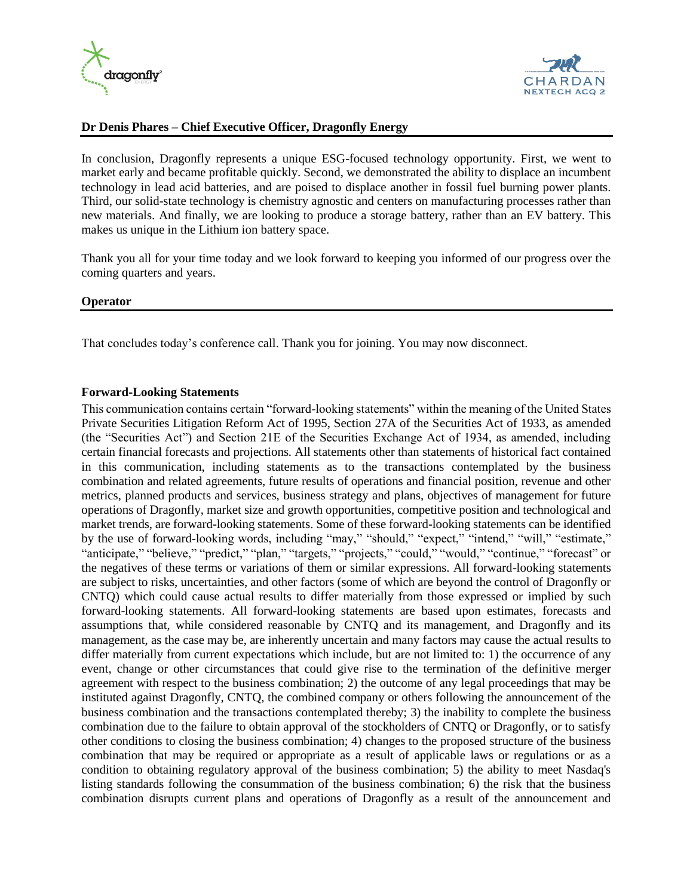**Dr Denis Phares – Chief Executive Officer, Dragonfly Energy**

In conclusion, Dragonfly represents a unique ESG-focused technology opportunity. First, we went to market early and became profitable quickly. Second, we demonstrated the ability to displace an incumbent technology in lead acid batteries, and are poised to displace another in fossil fuel burning power plants. Third, our solid-state technology is chemistry agnostic and centers on manufacturing processes rather than new materials. And finally, we are looking to produce a storage battery, rather than an EV battery. This makes us unique in the Lithium ion battery space.

Thank you all for your time today and we look forward to keeping you informed of our progress over the coming quarters and years.

**Operator**

That concludes today's conference call. Thank you for joining. You may now disconnect.

**Forward-Looking Statements**

This communication contains certain "forward-looking statements" within the meaning of the United States Private Securities Litigation Reform Act of 1995, Section 27A of the Securities Act of 1933, as amended (the "Securities Act") and Section 21E of the Securities Exchange Act of 1934, as amended, including certain financial forecasts and projections. All statements other than statements of historical fact contained in this communication, including statements as to the transactions contemplated by the business combination and related agreements, future results of operations and financial position, revenue and other metrics, planned products and services, business strategy and plans, objectives of management for future operations of Dragonfly, market size and growth opportunities, competitive position and technological and market trends, are forward-looking statements. Some of these forward-looking statements can be identified by the use of forward-looking words, including "may," "should," "expect," "intend," "will," "estimate," "anticipate," "believe," "predict," "plan," "targets," "projects," "could," "would," "continue," "forecast" or the negatives of these terms or variations of them or similar expressions. All forward-looking statements are subject to risks, uncertainties, and other factors (some of which are beyond the control of Dragonfly or CNTQ) which could cause actual results to differ materially from those expressed or implied by such forward-looking statements. All forward-looking statements are based upon estimates, forecasts and assumptions that, while considered reasonable by CNTQ and its management, and Dragonfly and its management, as the case may be, are inherently uncertain and many factors may cause the actual results to differ materially from current expectations which include, but are not limited to: 1) the occurrence of any event, change or other circumstances that could give rise to the termination of the definitive merger agreement with respect to the business combination; 2) the outcome of any legal proceedings that may be instituted against Dragonfly, CNTQ, the combined company or others following the announcement of the business combination and the transactions contemplated thereby; 3) the inability to complete the business combination due to the failure to obtain approval of the stockholders of CNTQ or Dragonfly, or to satisfy other conditions to closing the business combination; 4) changes to the proposed structure of the business combination that may be required or appropriate as a result of applicable laws or regulations or as a condition to obtaining regulatory approval of the business combination; 5) the ability to meet Nasdaq's listing standards following the consummation of the business combination; 6) the risk that the business combination disrupts current plans and operations of Dragonfly as a result of the announcement and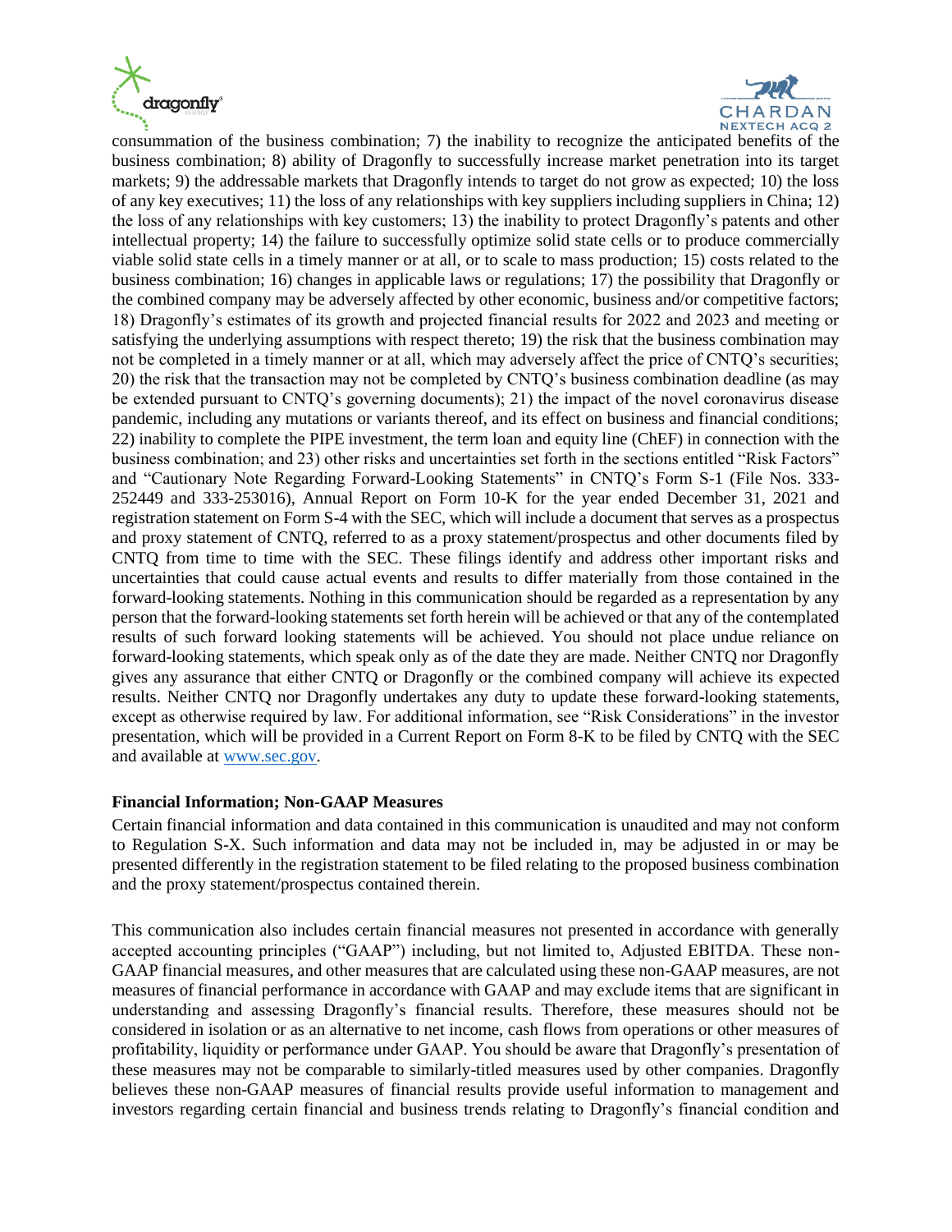consummation of the business combination; 7) the inability to recognize the anticipated benefits of the business combination; 8) ability of Dragonfly to successfully increase market penetration into its target markets; 9) the addressable markets that Dragonfly intends to target do not grow as expected; 10) the loss of any key executives; 11) the loss of any relationships with key suppliers including suppliers in China; 12) the loss of any relationships with key customers; 13) the inability to protect Dragonfly's patents and other intellectual property; 14) the failure to successfully optimize solid state cells or to produce commercially viable solid state cells in a timely manner or at all, or to scale to mass production; 15) costs related to the business combination; 16) changes in applicable laws or regulations; 17) the possibility that Dragonfly or the combined company may be adversely affected by other economic, business and/or competitive factors; 18) Dragonfly's estimates of its growth and projected financial results for 2022 and 2023 and meeting or satisfying the underlying assumptions with respect thereto; 19) the risk that the business combination may not be completed in a timely manner or at all, which may adversely affect the price of CNTQ's securities; 20) the risk that the transaction may not be completed by CNTQ's business combination deadline (as may be extended pursuant to CNTQ's governing documents); 21) the impact of the novel coronavirus disease pandemic, including any mutations or variants thereof, and its effect on business and financial conditions; 22) inability to complete the PIPE investment, the term loan and equity line (ChEF) in connection with the business combination; and 23) other risks and uncertainties set forth in the sections entitled "Risk Factors" and "Cautionary Note Regarding Forward-Looking Statements" in CNTQ's Form S-1 (File Nos. 333-252449 and 333-253016), Annual Report on Form 10-K for the year ended December 31, 2021 and registration statement on Form S-4 with the SEC, which will include a document that serves as a prospectus and proxy statement of CNTQ, referred to as a proxy statement/prospectus and other documents filed by CNTQ from time to time with the SEC. These filings identify and address other important risks and uncertainties that could cause actual events and results to differ materially from those contained in the forward-looking statements. Nothing in this communication should be regarded as a representation by any person that the forward-looking statements set forth herein will be achieved or that any of the contemplated results of such forward looking statements will be achieved. You should not place undue reliance on forward-looking statements, which speak only as of the date they are made. Neither CNTQ nor Dragonfly gives any assurance that either CNTQ or Dragonfly or the combined company will achieve its expected results. Neither CNTQ nor Dragonfly undertakes any duty to update these forward-looking statements, except as otherwise required by law. For additional information, see "Risk Considerations" in the investor presentation, which will be provided in a Current Report on Form 8-K to be filed by CNTQ with the SEC and available at www.sec.gov.

**Financial Information; Non-GAAP Measures**

Certain financial information and data contained in this communication is unaudited and may not conform to Regulation S-X. Such information and data may not be included in, may be adjusted in or may be presented differently in the registration statement to be filed relating to the proposed business combination and the proxy statement/prospectus contained therein.

This communication also includes certain financial measures not presented in accordance with generally accepted accounting principles ("GAAP") including, but not limited to, Adjusted EBITDA. These non-GAAP financial measures, and other measures that are calculated using these non-GAAP measures, are not measures of financial performance in accordance with GAAP and may exclude items that are significant in understanding and assessing Dragonfly's financial results. Therefore, these measures should not be considered in isolation or as an alternative to net income, cash flows from operations or other measures of profitability, liquidity or performance under GAAP. You should be aware that Dragonfly's presentation of these measures may not be comparable to similarly-titled measures used by other companies. Dragonfly believes these non-GAAP measures of financial results provide useful information to management and investors regarding certain financial and business trends relating to Dragonfly's financial condition and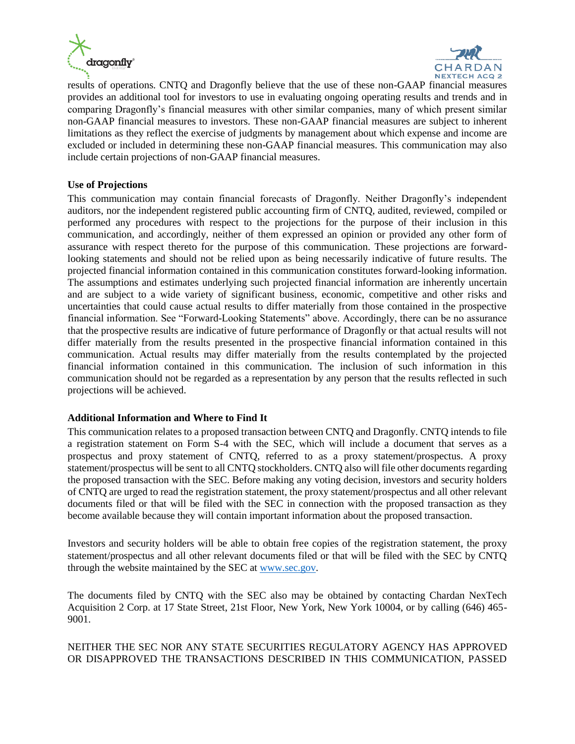results of operations. CNTQ and Dragonfly believe that the use of these non-GAAP financial measures provides an additional tool for investors to use in evaluating ongoing operating results and trends and in comparing Dragonfly's financial measures with other similar companies, many of which present similar non-GAAP financial measures to investors. These non-GAAP financial measures are subject to inherent limitations as they reflect the exercise of judgments by management about which expense and income are excluded or included in determining these non-GAAP financial measures. This communication may also include certain projections of non-GAAP financial measures.

**Use of Projections**

This communication may contain financial forecasts of Dragonfly. Neither Dragonfly's independent auditors, nor the independent registered public accounting firm of CNTQ, audited, reviewed, compiled or performed any procedures with respect to the projections for the purpose of their inclusion in this communication, and accordingly, neither of them expressed an opinion or provided any other form of assurance with respect thereto for the purpose of this communication. These projections are forward-looking statements and should not be relied upon as being necessarily indicative of future results. The projected financial information contained in this communication constitutes forward-looking information. The assumptions and estimates underlying such projected financial information are inherently uncertain and are subject to a wide variety of significant business, economic, competitive and other risks and uncertainties that could cause actual results to differ materially from those contained in the prospective financial information. See "Forward-Looking Statements" above. Accordingly, there can be no assurance that the prospective results are indicative of future performance of Dragonfly or that actual results will not differ materially from the results presented in the prospective financial information contained in this communication. Actual results may differ materially from the results contemplated by the projected financial information contained in this communication. The inclusion of such information in this communication should not be regarded as a representation by any person that the results reflected in such projections will be achieved.

**Additional Information and Where to Find It**

This communication relates to a proposed transaction between CNTQ and Dragonfly. CNTQ intends to file a registration statement on Form S-4 with the SEC, which will include a document that serves as a prospectus and proxy statement of CNTQ, referred to as a proxy statement/prospectus. A proxy statement/prospectus will be sent to all CNTQ stockholders. CNTQ also will file other documents regarding the proposed transaction with the SEC. Before making any voting decision, investors and security holders of CNTQ are urged to read the registration statement, the proxy statement/prospectus and all other relevant documents filed or that will be filed with the SEC in connection with the proposed transaction as they become available because they will contain important information about the proposed transaction.

Investors and security holders will be able to obtain free copies of the registration statement, the proxy statement/prospectus and all other relevant documents filed or that will be filed with the SEC by CNTQ through the website maintained by the SEC at www.sec.gov.

The documents filed by CNTQ with the SEC also may be obtained by contacting Chardan NexTech Acquisition 2 Corp. at 17 State Street, 21st Floor, New York, New York 10004, or by calling (646) 465-9001.

NEITHER THE SEC NOR ANY STATE SECURITIES REGULATORY AGENCY HAS APPROVED OR DISAPPROVED THE TRANSACTIONS DESCRIBED IN THIS COMMUNICATION, PASSED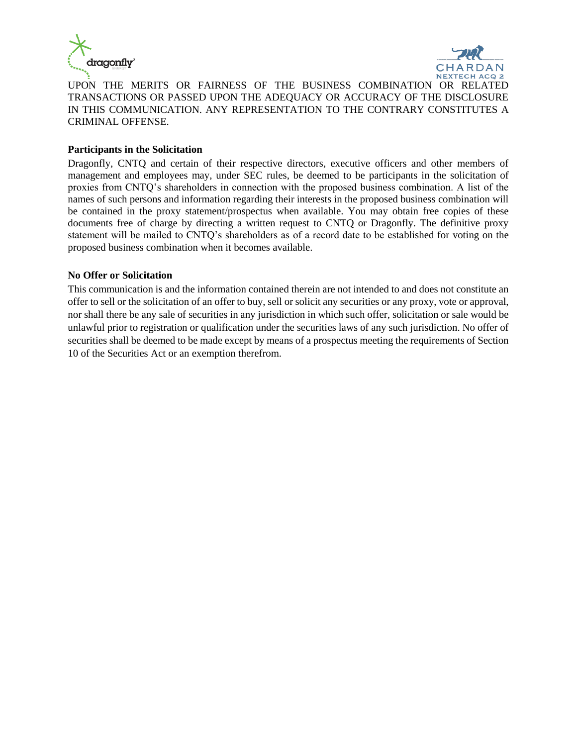UPON THE MERITS OR FAIRNESS OF THE BUSINESS COMBINATION OR RELATED TRANSACTIONS OR PASSED UPON THE ADEQUACY OR ACCURACY OF THE DISCLOSURE IN THIS COMMUNICATION. ANY REPRESENTATION TO THE CONTRARY CONSTITUTES A CRIMINAL OFFENSE.

**Participants in the Solicitation**

Dragonfly, CNTQ and certain of their respective directors, executive officers and other members of management and employees may, under SEC rules, be deemed to be participants in the solicitation of proxies from CNTQ's shareholders in connection with the proposed business combination. A list of the names of such persons and information regarding their interests in the proposed business combination will be contained in the proxy statement/prospectus when available. You may obtain free copies of these documents free of charge by directing a written request to CNTQ or Dragonfly. The definitive proxy statement will be mailed to CNTQ's shareholders as of a record date to be established for voting on the proposed business combination when it becomes available.

**No Offer or Solicitation**

This communication is and the information contained therein are not intended to and does not constitute an offer to sell or the solicitation of an offer to buy, sell or solicit any securities or any proxy, vote or approval, nor shall there be any sale of securities in any jurisdiction in which such offer, solicitation or sale would be unlawful prior to registration or qualification under the securities laws of any such jurisdiction. No offer of securities shall be deemed to be made except by means of a prospectus meeting the requirements of Section 10 of the Securities Act or an exemption therefrom.